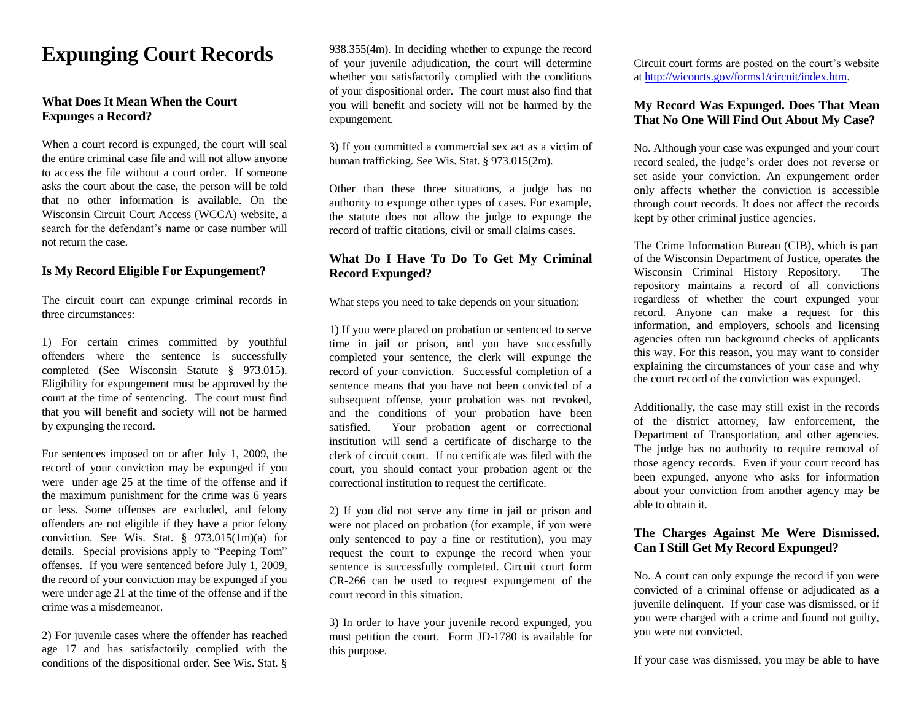# Expunging Court Records

### What Does It Mean When the Court Expunges a Record?

When a court record is expunged, the court will seal the entire criminal case file and will not allow anyone to access the file without a court order. If someone asks the court about the case, the person will be told that no other information is available. On the Wisconsin Circuit Court Access (WCCA) website, a search for the defendant's name or case number will not return the case.

### Is My Record Eligible For Expungement?

The circuit court can expunge criminal records in three circumstances:

1) For certain crimes committed by youthful offenders where the sentence is successfully completed (See Wisconsin Statute § 973.015). Eligibility for expungement must be approved by the court at the time of sentencing. The court must find that you will benefit and society will not be harmed by expunging the record.

For sentences imposed on or after July 1, 2009, the record of your conviction may be expunged if you were under age 25 at the time of the offense and if the maximum punishment for the crime was 6 years or less. Some offenses are excluded, and felony offenders are not eligible if they have a prior felony conviction. See Wis. Stat. § 973.015(1m)(a) for details. Special provisions apply to "Peeping Tom" offenses. If you were sentenced before July 1, 2009, the record of your conviction may be expunged if you were under age 21 at the time of the offense and if the crime was a misdemeanor.

2) For juvenile cases where the offender has reached age 17 and has satisfactorily complied with the conditions of the dispositional order. See Wis. Stat. § 938.355(4m). In deciding whether to expunge the record of your juvenile adjudication, the court will determine whether you satisfactorily complied with the conditions of your dispositional order. The court must also find that you will benefit and society will not be harmed by the expungement.

3) If you committed a commercial sex act as a victim of human trafficking. See Wis. Stat. § 973.015(2m).

Other than these three situations, a judge has no authority to expunge other types of cases. For example, the statute does not allow the judge to expunge the record of traffic citations, civil or small claims cases.

### What Do I Have To Do To Get My Criminal Record Expunged?

What steps you need to take depends on your situation:

1) If you were placed on probation or sentenced to serve time in jail or prison, and you have successfully completed your sentence, the clerk will expunge the record of your conviction. Successful completion of a sentence means that you have not been convicted of a subsequent offense, your probation was not revoked, and the conditions of your probation have been satisfied. Your probation agent or correctional institution will send a certificate of discharge to the clerk of circuit court. If no certificate was filed with the court, you should contact your probation agent or the correctional institution to request the certificate.

2) If you did not serve any time in jail or prison and were not placed on probation (for example, if you were only sentenced to pay a fine or restitution), you may request the court to expunge the record when your sentence is successfully completed. Circuit court form CR-266 can be used to request expungement of the court record in this situation.

3) In order to have your juvenile record expunged, you must petition the court. Form JD-1780 is available for this purpose.

Circuit court forms are posted on the court's website at http://wicourts.gov/forms1/circuit/index.htm.

### My Record Was Expunged. Does That Mean That No One Will Find Out About My Case?

No. Although your case was expunged and your court record sealed, the judge's order does not reverse or set aside your conviction. An expungement order only affects whether the conviction is accessible through court records. It does not affect the records kept by other criminal justice agencies.

The Crime Information Bureau (CIB), which is part of the Wisconsin Department of Justice, operates the Wisconsin Criminal History Repository. The repository maintains a record of all convictions regardless of whether the court expunged your record. Anyone can make a request for this information, and employers, schools and licensing agencies often run background checks of applicants this way. For this reason, you may want to consider explaining the circumstances of your case and why the court record of the conviction was expunged.

Additionally, the case may still exist in the records of the district attorney, law enforcement, the Department of Transportation, and other agencies. The judge has no authority to require removal of those agency records. Even if your court record has been expunged, anyone who asks for information about your conviction from another agency may be able to obtain it.

### The Charges Against Me Were Dismissed. Can I Still Get My Record Expunged?

No. A court can only expunge the record if you were convicted of a criminal offense or adjudicated as a juvenile delinquent. If your case was dismissed, or if you were charged with a crime and found not guilty, you were not convicted.

If your case was dismissed, you may be able to have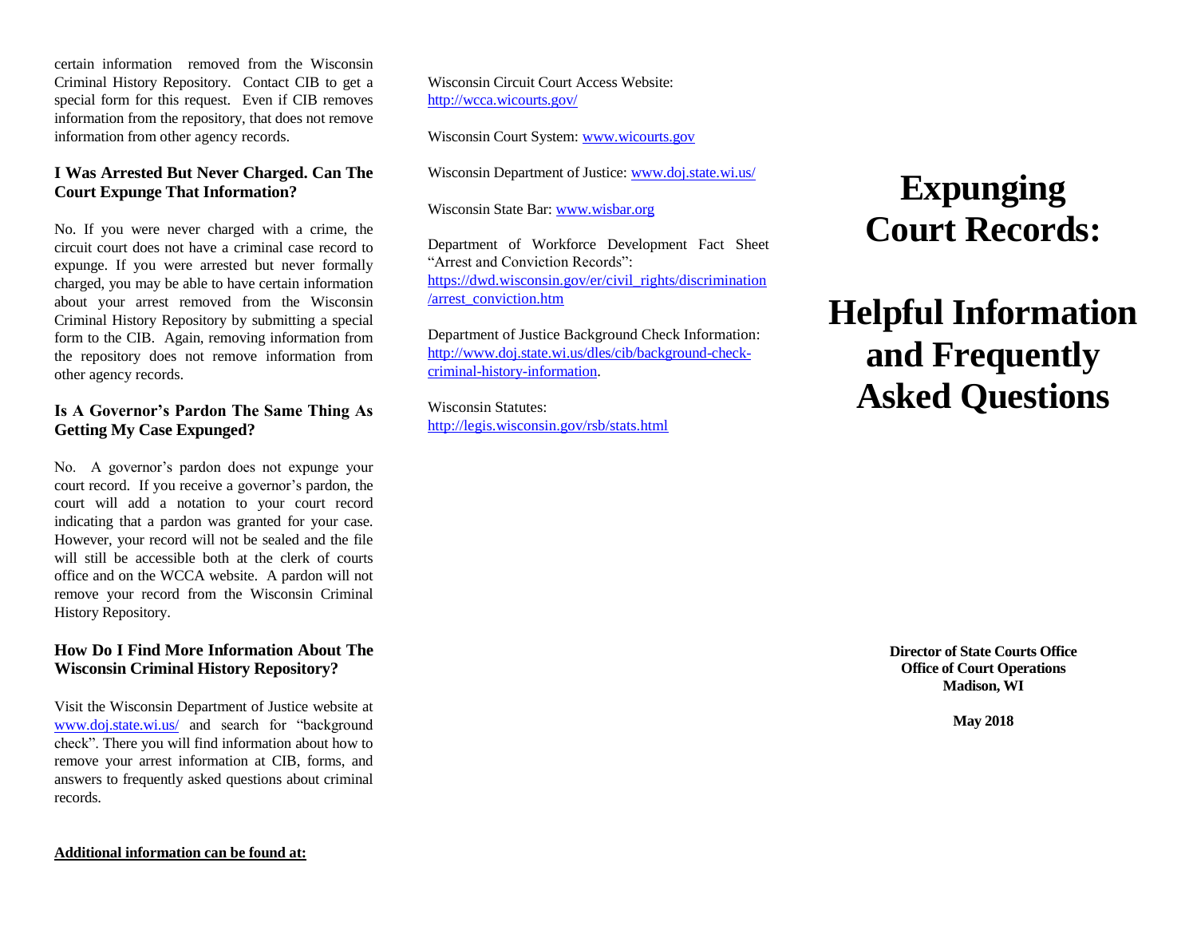certain information removed from the Wisconsin Criminal History Repository. Contact CIB to get a special form for this request. Even if CIB removes information from the repository, that does not remove information from other agency records.

### I Was Arrested But Never Charged. Can The Court Expunge That Information?

No. If you were never charged with a crime, the circuit court does not have a criminal case record to expunge. If you were arrested but never formally charged, you may be able to have certain information about your arrest removed from the Wisconsin Criminal History Repository by submitting a special form to the CIB. Again, removing information from the repository does not remove information from other agency records.

### Is A Governor's Pardon The Same Thing As Getting My Case Expunged?

No. A governor's pardon does not expunge your court record. If you receive a governor's pardon, the court will add a notation to your court record indicating that a pardon was granted for your case. However, your record will not be sealed and the file will still be accessible both at the clerk of courts office and on the WCCA website. A pardon will not remove your record from the Wisconsin Criminal History Repository.

### How Do I Find More Information About The Wisconsin Criminal History Repository?

Visit the Wisconsin Department of Justice website at www.doj.state.wi.us/ and search for "background check". There you will find information about how to remove your arrest information at CIB, forms, and answers to frequently asked questions about criminal records.

**Additional information can be found at:**

Wisconsin Circuit Court Access Website: http://wcca.wicourts.gov/

Wisconsin Court System: www.wicourts.gov

Wisconsin Department of Justice: www.doj.state.wi.us/

Wisconsin State Bar: www.wisbar.org

Department of Workforce Development Fact Sheet "Arrest and Conviction Records": https://dwd.wisconsin.gov/er/civil_rights/discrimination/arrest_conviction.htm

Department of Justice Background Check Information: http://www.doj.state.wi.us/dles/cib/background-check-criminal-history-information.

Wisconsin Statutes: http://legis.wisconsin.gov/rsb/stats.html

# Expunging Court Records:

# Helpful Information and Frequently Asked Questions

**Director of State Courts Office**
**Office of Court Operations**
**Madison, WI**

**May 2018**